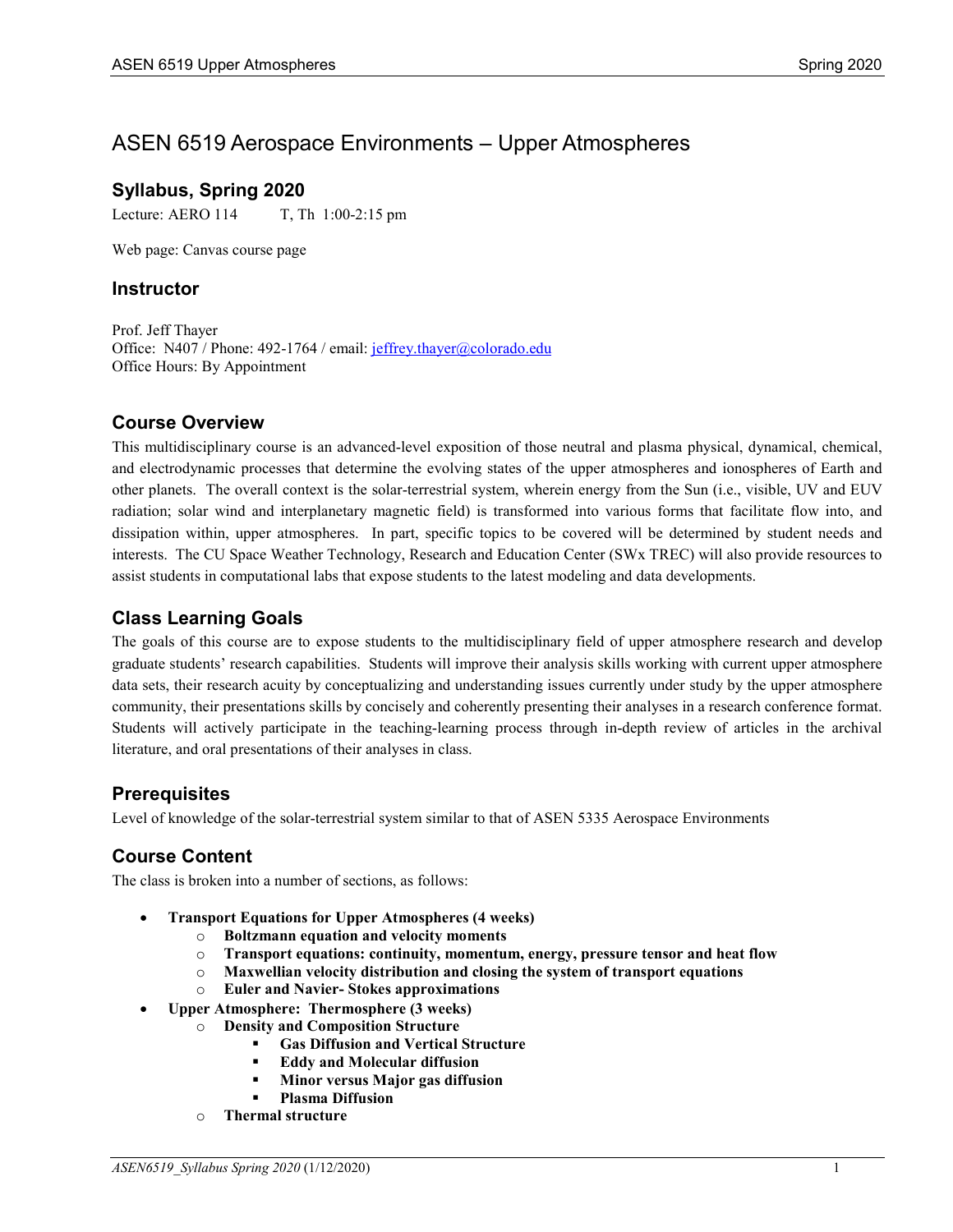# ASEN 6519 Aerospace Environments – Upper Atmospheres

## Syllabus, Spring 2020

Lecture: AERO 114 T, Th 1:00-2:15 pm

Web page: Canvas course page

## Instructor

Prof. Jeff Thayer
Office: N407 / Phone: 492-1764 / email: jeffrey.thayer@colorado.edu
Office Hours: By Appointment

## Course Overview

This multidisciplinary course is an advanced-level exposition of those neutral and plasma physical, dynamical, chemical, and electrodynamic processes that determine the evolving states of the upper atmospheres and ionospheres of Earth and other planets. The overall context is the solar-terrestrial system, wherein energy from the Sun (i.e., visible, UV and EUV radiation; solar wind and interplanetary magnetic field) is transformed into various forms that facilitate flow into, and dissipation within, upper atmospheres. In part, specific topics to be covered will be determined by student needs and interests. The CU Space Weather Technology, Research and Education Center (SWx TREC) will also provide resources to assist students in computational labs that expose students to the latest modeling and data developments.

## Class Learning Goals

The goals of this course are to expose students to the multidisciplinary field of upper atmosphere research and develop graduate students' research capabilities. Students will improve their analysis skills working with current upper atmosphere data sets, their research acuity by conceptualizing and understanding issues currently under study by the upper atmosphere community, their presentations skills by concisely and coherently presenting their analyses in a research conference format. Students will actively participate in the teaching-learning process through in-depth review of articles in the archival literature, and oral presentations of their analyses in class.

## Prerequisites

Level of knowledge of the solar-terrestrial system similar to that of ASEN 5335 Aerospace Environments

## Course Content

The class is broken into a number of sections, as follows:

- **Transport Equations for Upper Atmospheres (4 weeks)**
  - **Boltzmann equation and velocity moments**
  - **Transport equations: continuity, momentum, energy, pressure tensor and heat flow**
  - **Maxwellian velocity distribution and closing the system of transport equations**
  - **Euler and Navier- Stokes approximations**
- **Upper Atmosphere: Thermosphere (3 weeks)**
  - **Density and Composition Structure**
    - **Gas Diffusion and Vertical Structure**
    - **Eddy and Molecular diffusion**
    - **Minor versus Major gas diffusion**
    - **Plasma Diffusion**
  - **Thermal structure**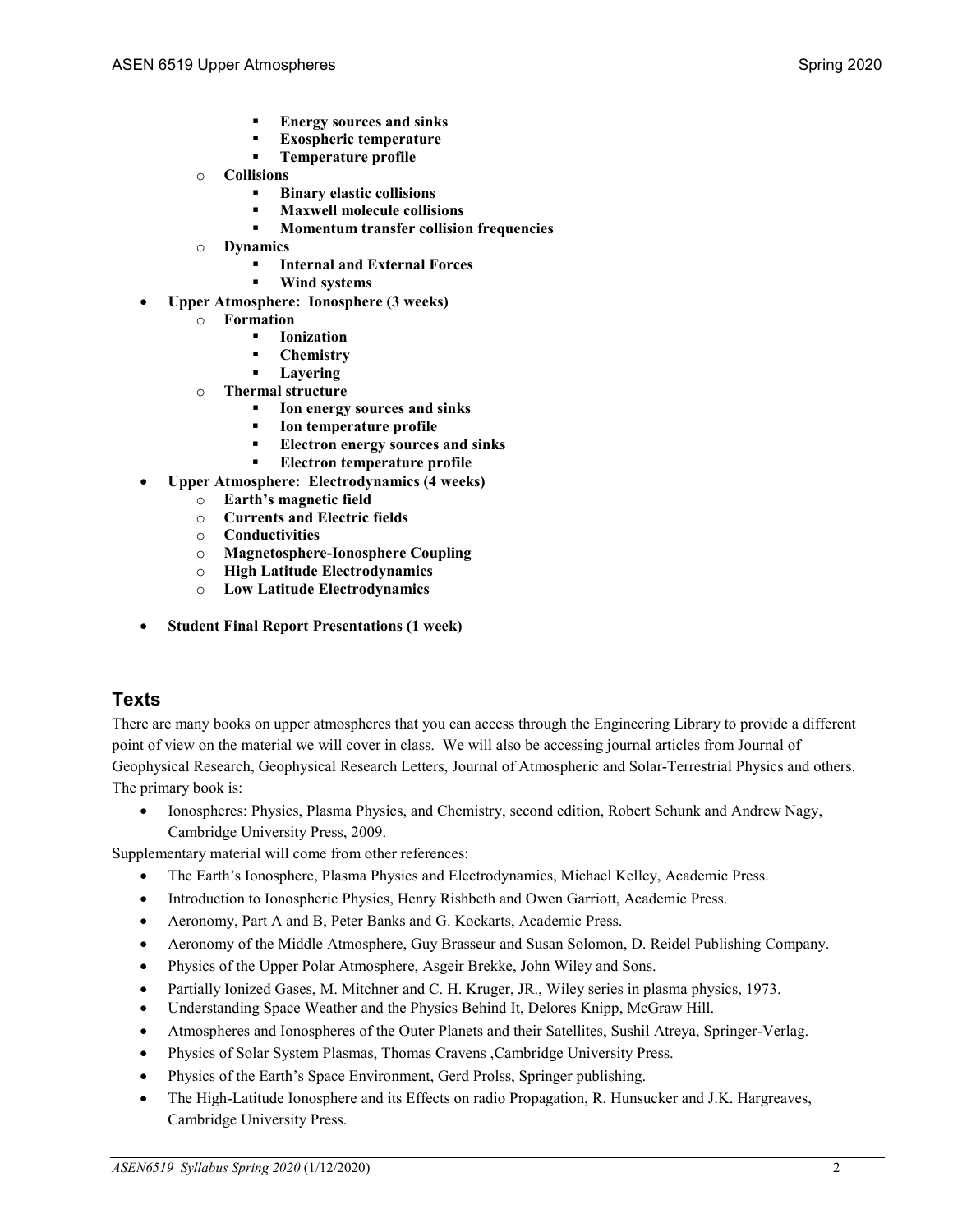- **Energy sources and sinks**
        - **Exospheric temperature**
        - **Temperature profile**
    - **Collisions**
        - **Binary elastic collisions**
        - **Maxwell molecule collisions**
        - **Momentum transfer collision frequencies**
    - **Dynamics**
        - **Internal and External Forces**
        - **Wind systems**
- **Upper Atmosphere: Ionosphere (3 weeks)**
    - **Formation**
        - **Ionization**
        - **Chemistry**
        - **Layering**
    - **Thermal structure**
        - **Ion energy sources and sinks**
        - **Ion temperature profile**
        - **Electron energy sources and sinks**
        - **Electron temperature profile**
- **Upper Atmosphere: Electrodynamics (4 weeks)**
    - **Earth's magnetic field**
    - **Currents and Electric fields**
    - **Conductivities**
    - **Magnetosphere-Ionosphere Coupling**
    - **High Latitude Electrodynamics**
    - **Low Latitude Electrodynamics**

- **Student Final Report Presentations (1 week)**

## Texts

There are many books on upper atmospheres that you can access through the Engineering Library to provide a different point of view on the material we will cover in class. We will also be accessing journal articles from Journal of Geophysical Research, Geophysical Research Letters, Journal of Atmospheric and Solar-Terrestrial Physics and others. The primary book is:

- Ionospheres: Physics, Plasma Physics, and Chemistry, second edition, Robert Schunk and Andrew Nagy, Cambridge University Press, 2009.

Supplementary material will come from other references:

- The Earth's Ionosphere, Plasma Physics and Electrodynamics, Michael Kelley, Academic Press.
- Introduction to Ionospheric Physics, Henry Rishbeth and Owen Garriott, Academic Press.
- Aeronomy, Part A and B, Peter Banks and G. Kockarts, Academic Press.
- Aeronomy of the Middle Atmosphere, Guy Brasseur and Susan Solomon, D. Reidel Publishing Company.
- Physics of the Upper Polar Atmosphere, Asgeir Brekke, John Wiley and Sons.
- Partially Ionized Gases, M. Mitchner and C. H. Kruger, JR., Wiley series in plasma physics, 1973.
- Understanding Space Weather and the Physics Behind It, Delores Knipp, McGraw Hill.
- Atmospheres and Ionospheres of the Outer Planets and their Satellites, Sushil Atreya, Springer-Verlag.
- Physics of Solar System Plasmas, Thomas Cravens ,Cambridge University Press.
- Physics of the Earth's Space Environment, Gerd Prolss, Springer publishing.
- The High-Latitude Ionosphere and its Effects on radio Propagation, R. Hunsucker and J.K. Hargreaves, Cambridge University Press.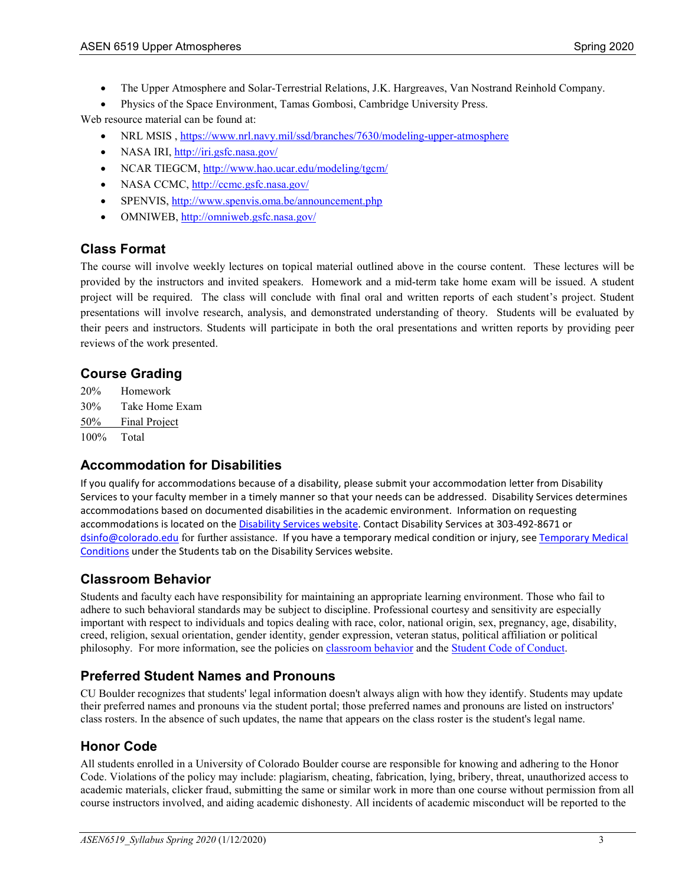- The Upper Atmosphere and Solar-Terrestrial Relations, J.K. Hargreaves, Van Nostrand Reinhold Company.
- Physics of the Space Environment, Tamas Gombosi, Cambridge University Press.

Web resource material can be found at:

- NRL MSIS , https://www.nrl.navy.mil/ssd/branches/7630/modeling-upper-atmosphere
- NASA IRI, http://iri.gsfc.nasa.gov/
- NCAR TIEGCM, http://www.hao.ucar.edu/modeling/tgcm/
- NASA CCMC, http://ccmc.gsfc.nasa.gov/
- SPENVIS, http://www.spenvis.oma.be/announcement.php
- OMNIWEB, http://omniweb.gsfc.nasa.gov/

## Class Format

The course will involve weekly lectures on topical material outlined above in the course content. These lectures will be provided by the instructors and invited speakers. Homework and a mid-term take home exam will be issued. A student project will be required. The class will conclude with final oral and written reports of each student's project. Student presentations will involve research, analysis, and demonstrated understanding of theory. Students will be evaluated by their peers and instructors. Students will participate in both the oral presentations and written reports by providing peer reviews of the work presented.

## Course Grading

| | |
|---|---|
| 20% | Homework |
| 30% | Take Home Exam |
| 50% | Final Project |
| 100% | Total |

## Accommodation for Disabilities

If you qualify for accommodations because of a disability, please submit your accommodation letter from Disability Services to your faculty member in a timely manner so that your needs can be addressed. Disability Services determines accommodations based on documented disabilities in the academic environment. Information on requesting accommodations is located on the Disability Services website. Contact Disability Services at 303-492-8671 or dsinfo@colorado.edu for further assistance. If you have a temporary medical condition or injury, see Temporary Medical Conditions under the Students tab on the Disability Services website.

## Classroom Behavior

Students and faculty each have responsibility for maintaining an appropriate learning environment. Those who fail to adhere to such behavioral standards may be subject to discipline. Professional courtesy and sensitivity are especially important with respect to individuals and topics dealing with race, color, national origin, sex, pregnancy, age, disability, creed, religion, sexual orientation, gender identity, gender expression, veteran status, political affiliation or political philosophy. For more information, see the policies on classroom behavior and the Student Code of Conduct.

## Preferred Student Names and Pronouns

CU Boulder recognizes that students' legal information doesn't always align with how they identify. Students may update their preferred names and pronouns via the student portal; those preferred names and pronouns are listed on instructors' class rosters. In the absence of such updates, the name that appears on the class roster is the student's legal name.

## Honor Code

All students enrolled in a University of Colorado Boulder course are responsible for knowing and adhering to the Honor Code. Violations of the policy may include: plagiarism, cheating, fabrication, lying, bribery, threat, unauthorized access to academic materials, clicker fraud, submitting the same or similar work in more than one course without permission from all course instructors involved, and aiding academic dishonesty. All incidents of academic misconduct will be reported to the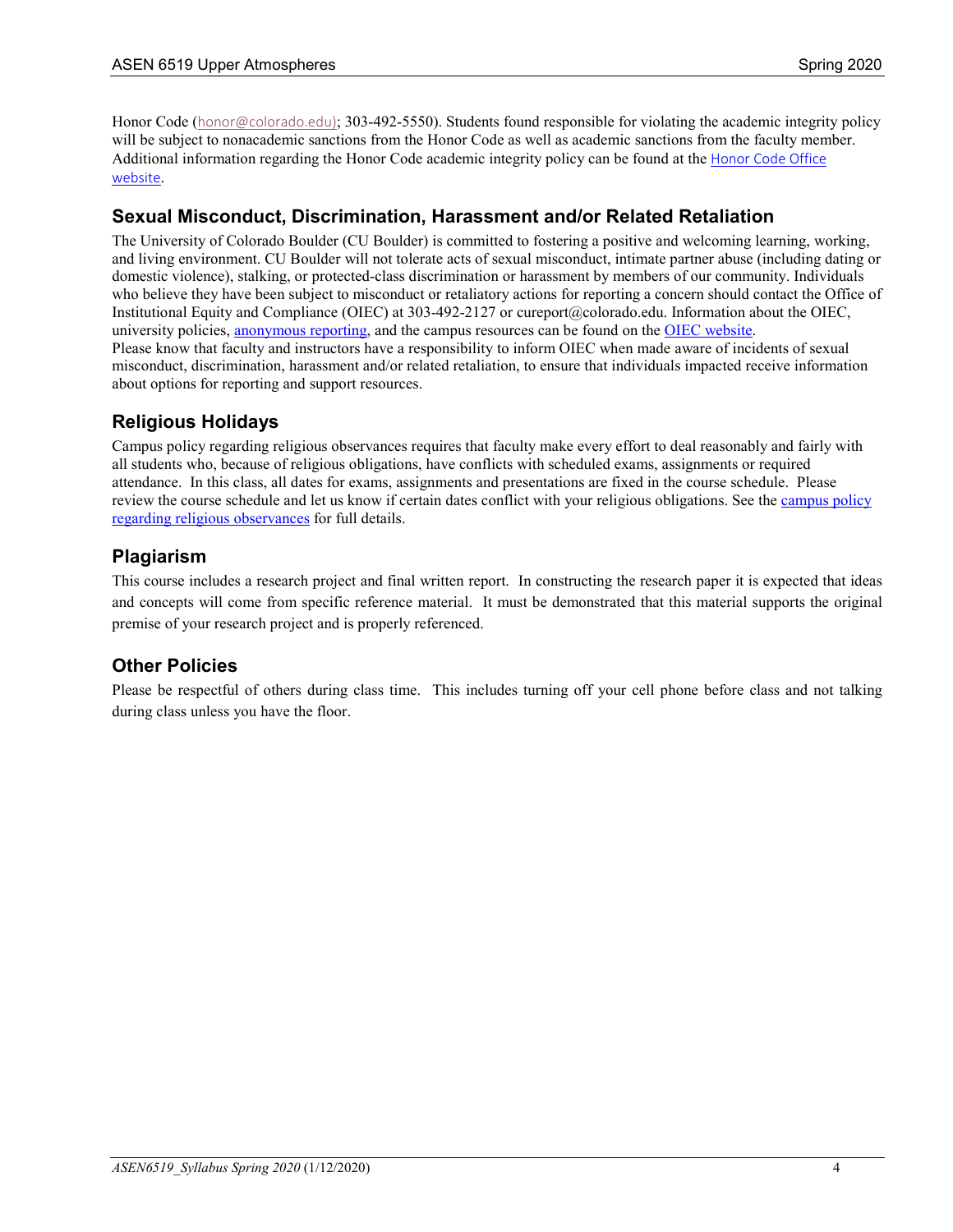Honor Code (honor@colorado.edu); 303-492-5550). Students found responsible for violating the academic integrity policy will be subject to nonacademic sanctions from the Honor Code as well as academic sanctions from the faculty member. Additional information regarding the Honor Code academic integrity policy can be found at the Honor Code Office website.

## Sexual Misconduct, Discrimination, Harassment and/or Related Retaliation

The University of Colorado Boulder (CU Boulder) is committed to fostering a positive and welcoming learning, working, and living environment. CU Boulder will not tolerate acts of sexual misconduct, intimate partner abuse (including dating or domestic violence), stalking, or protected-class discrimination or harassment by members of our community. Individuals who believe they have been subject to misconduct or retaliatory actions for reporting a concern should contact the Office of Institutional Equity and Compliance (OIEC) at 303-492-2127 or cureport@colorado.edu. Information about the OIEC, university policies, anonymous reporting, and the campus resources can be found on the OIEC website.
Please know that faculty and instructors have a responsibility to inform OIEC when made aware of incidents of sexual misconduct, discrimination, harassment and/or related retaliation, to ensure that individuals impacted receive information about options for reporting and support resources.

## Religious Holidays

Campus policy regarding religious observances requires that faculty make every effort to deal reasonably and fairly with all students who, because of religious obligations, have conflicts with scheduled exams, assignments or required attendance. In this class, all dates for exams, assignments and presentations are fixed in the course schedule. Please review the course schedule and let us know if certain dates conflict with your religious obligations. See the campus policy regarding religious observances for full details.

## Plagiarism

This course includes a research project and final written report. In constructing the research paper it is expected that ideas and concepts will come from specific reference material. It must be demonstrated that this material supports the original premise of your research project and is properly referenced.

## Other Policies

Please be respectful of others during class time. This includes turning off your cell phone before class and not talking during class unless you have the floor.